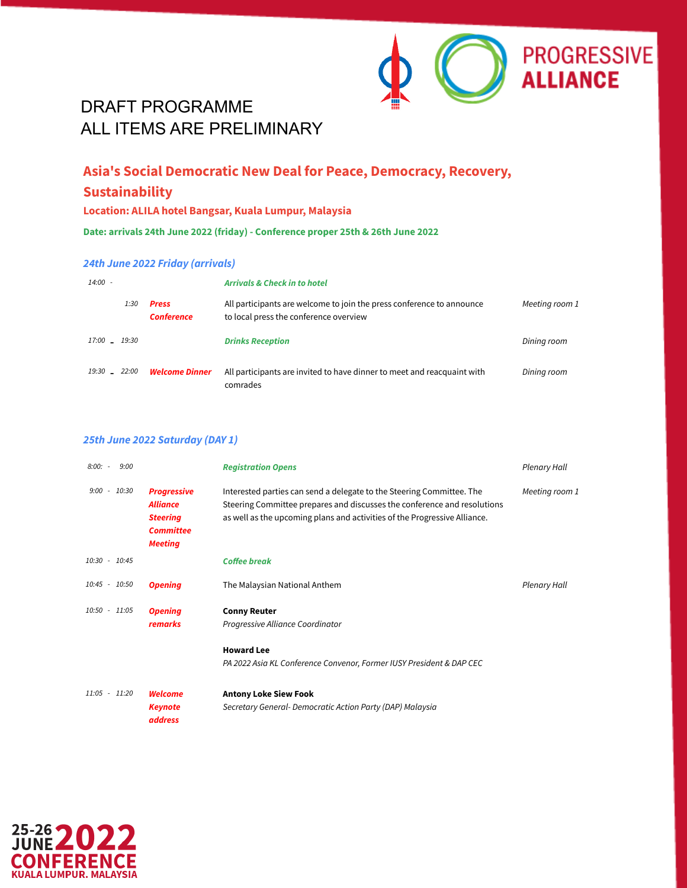PROGRESSIVE ALLIANCE

DRAFT PROGRAMME
ALL ITEMS ARE PRELIMINARY

## Asia's Social Democratic New Deal for Peace, Democracy, Recovery, Sustainability

**Location: ALILA hotel Bangsar, Kuala Lumpur, Malaysia**

**Date: arrivals 24th June 2022 (friday) - Conference proper 25th & 26th June 2022**

### *24th June 2022 Friday (arrivals)*

| Time | Item | Description | Location |
|---|---|---|---|
| 14:00 - | | ***Arrivals & Check in to hotel*** | |
| 1:30 | **Press Conference** | All participants are welcome to join the press conference to announce to local press the conference overview | *Meeting room 1* |
| 17:00 - 19:30 | | ***Drinks Reception*** | *Dining room* |
| 19:30 - 22:00 | ***Welcome Dinner*** | All participants are invited to have dinner to meet and reacquaint with comrades | *Dining room* |

### *25th June 2022 Saturday (DAY 1)*

| Time | Item | Description | Location |
|---|---|---|---|
| 8:00: - 9:00 | | ***Registration Opens*** | *Plenary Hall* |
| 9:00 - 10:30 | ***Progressive Alliance Steering Committee Meeting*** | Interested parties can send a delegate to the Steering Committee. The Steering Committee prepares and discusses the conference and resolutions as well as the upcoming plans and activities of the Progressive Alliance. | *Meeting room 1* |
| 10:30 - 10:45 | | ***Coffee break*** | |
| 10:45 - 10:50 | ***Opening*** | The Malaysian National Anthem | *Plenary Hall* |
| 10:50 - 11:05 | ***Opening remarks*** | **Conny Reuter** *Progressive Alliance Coordinator* **Howard Lee** *PA 2022 Asia KL Conference Convenor, Former IUSY President & DAP CEC* | |
| 11:05 - 11:20 | ***Welcome Keynote address*** | **Antony Loke Siew Fook** *Secretary General- Democratic Action Party (DAP) Malaysia* | |

25-26 JUNE 2022 CONFERENCE
KUALA LUMPUR. MALAYSIA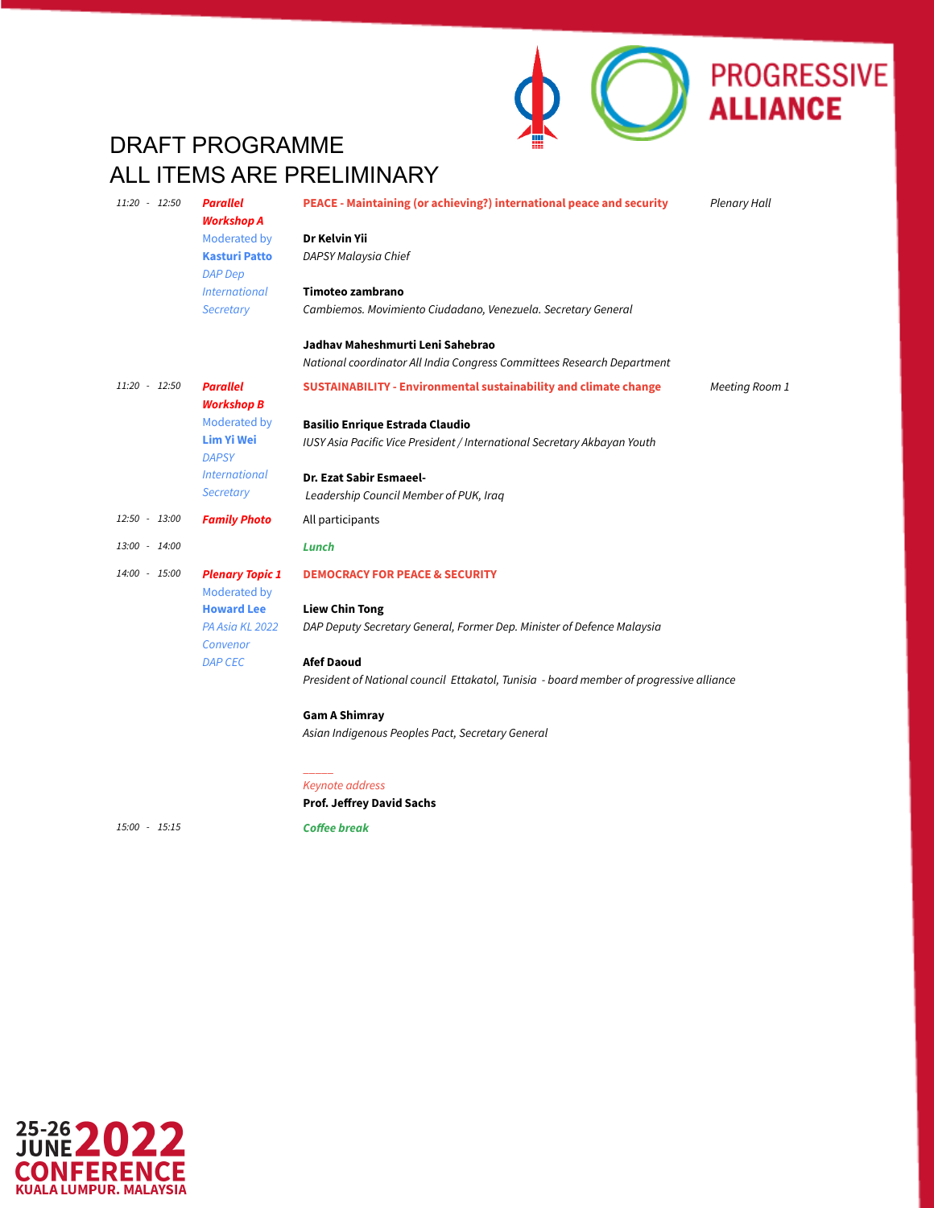# DRAFT PROGRAMME
# ALL ITEMS ARE PRELIMINARY

| Time | Session | Topic / Speakers | Venue |
|---|---|---|---|
| *11:20 - 12:50* | ***Parallel Workshop A***<br>Moderated by **Kasturi Patto** *DAP Dep International Secretary* | **PEACE - Maintaining (or achieving?) international peace and security**<br><br>**Dr Kelvin Yii**<br>*DAPSY Malaysia Chief*<br><br>**Timoteo zambrano**<br>*Cambiemos. Movimiento Ciudadano, Venezuela. Secretary General*<br><br>**Jadhav Maheshmurti Leni Sahebrao**<br>*National coordinator All India Congress Committees Research Department* | *Plenary Hall* |
| *11:20 - 12:50* | ***Parallel Workshop B***<br>Moderated by **Lim Yi Wei** *DAPSY International Secretary* | **SUSTAINABILITY - Environmental sustainability and climate change**<br><br>**Basilio Enrique Estrada Claudio**<br>*IUSY Asia Pacific Vice President / International Secretary Akbayan Youth*<br><br>**Dr. Ezat Sabir Esmaeel-**<br>*Leadership Council Member of PUK, Iraq* | *Meeting Room 1* |
| *12:50 - 13:00* | ***Family Photo*** | All participants | |
| *13:00 - 14:00* | | ***Lunch*** | |
| *14:00 - 15:00* | ***Plenary Topic 1***<br>Moderated by **Howard Lee** *PA Asia KL 2022 Convenor DAP CEC* | **DEMOCRACY FOR PEACE & SECURITY**<br><br>**Liew Chin Tong**<br>*DAP Deputy Secretary General, Former Dep. Minister of Defence Malaysia*<br><br>**Afef Daoud**<br>*President of National council Ettakatol, Tunisia - board member of progressive alliance*<br><br>**Gam A Shimray**<br>*Asian Indigenous Peoples Pact, Secretary General*<br><br>_____<br>*Keynote address*<br>**Prof. Jeffrey David Sachs** | |
| *15:00 - 15:15* | | ***Coffee break*** | |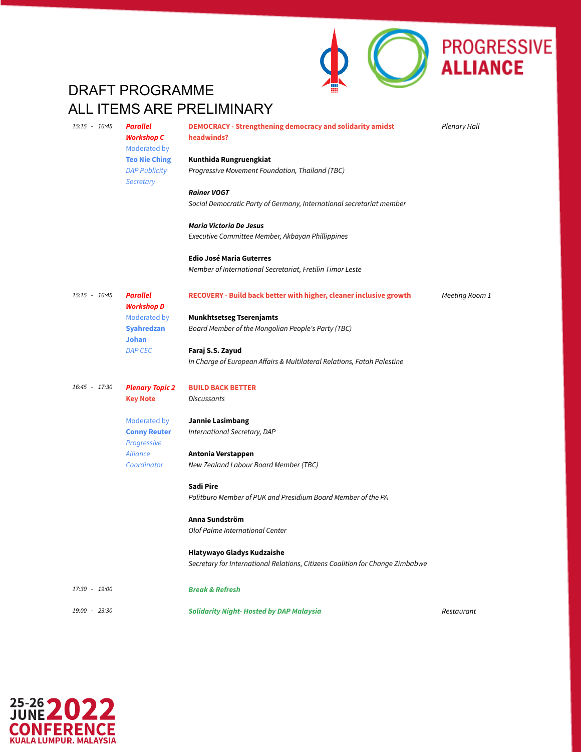# DRAFT PROGRAMME
# ALL ITEMS ARE PRELIMINARY

| Time | Session | Topic / Speakers | Venue |
|---|---|---|---|
| 15:15 - 16:45 | ***Parallel Workshop C*** Moderated by **Teo Nie Ching** *DAP Publicity Secretary* | **DEMOCRACY - Strengthening democracy and solidarity amidst headwinds?** | *Plenary Hall* |
| | | **Kunthida Rungruengkiat** *Progressive Movement Foundation, Thailand (TBC)* | |
| | | ***Rainer VOGT*** *Social Democratic Party of Germany, International secretariat member* | |
| | | ***Maria Victoria De Jesus*** *Executive Committee Member, Akbayan Phillippines* | |
| | | **Edio José Maria Guterres** *Member of International Secretariat, Fretilin Timor Leste* | |
| 15:15 - 16:45 | ***Parallel Workshop D*** Moderated by **Syahredzan Johan** *DAP CEC* | **RECOVERY - Build back better with higher, cleaner inclusive growth** | *Meeting Room 1* |
| | | **Munkhtsetseg Tserenjamts** *Board Member of the Mongolian People's Party (TBC)* | |
| | | **Faraj S.S. Zayud** *In Charge of European Affairs & Multilateral Relations, Fatah Palestine* | |
| 16:45 - 17:30 | ***Plenary Topic 2*** **Key Note** | **BUILD BACK BETTER** *Discussants* | |
| | Moderated by **Conny Reuter** *Progressive Alliance Coordinator* | **Jannie Lasimbang** *International Secretary, DAP* | |
| | | **Antonia Verstappen** *New Zealand Labour Board Member (TBC)* | |
| | | **Sadi Pire** *Politburo Member of PUK and Presidium Board Member of the PA* | |
| | | **Anna Sundström** *Olof Palme International Center* | |
| | | **Hlatywayo Gladys Kudzaishe** *Secretary for International Relations, Citizens Coalition for Change Zimbabwe* | |
| 17:30 - 19:00 | | ***Break & Refresh*** | |
| 19:00 - 23:30 | | ***Solidarity Night- Hosted by DAP Malaysia*** | *Restaurant* |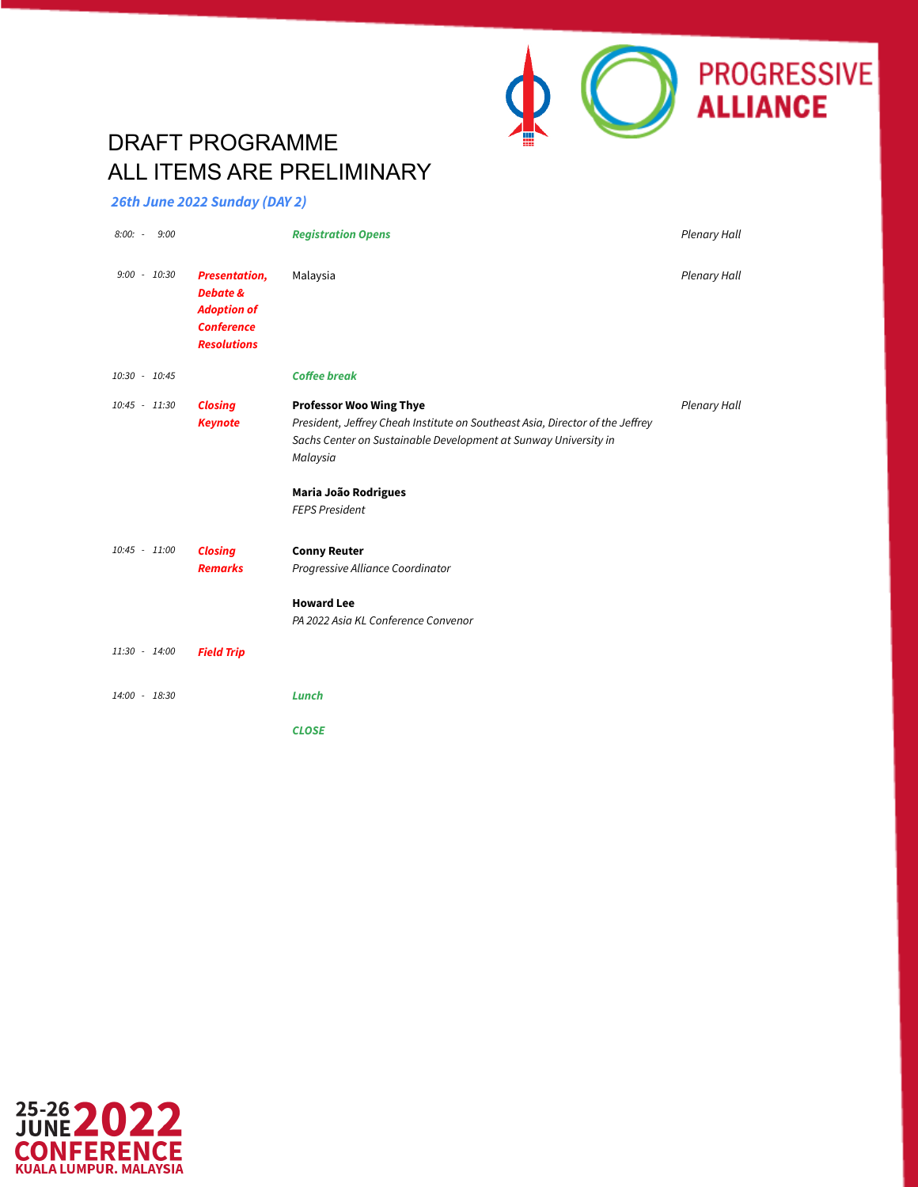# DRAFT PROGRAMME
# ALL ITEMS ARE PRELIMINARY

### *26th June 2022 Sunday (DAY 2)*

| | | | |
|---|---|---|---|
| *8:00: - 9:00* | | ***Registration Opens*** | *Plenary Hall* |
| *9:00 - 10:30* | ***Presentation, Debate & Adoption of Conference Resolutions*** | Malaysia | *Plenary Hall* |
| *10:30 - 10:45* | | ***Coffee break*** | |
| *10:45 - 11:30* | ***Closing Keynote*** | **Professor Woo Wing Thye**<br>*President, Jeffrey Cheah Institute on Southeast Asia, Director of the Jeffrey Sachs Center on Sustainable Development at Sunway University in Malaysia*<br><br>**Maria João Rodrigues**<br>*FEPS President* | *Plenary Hall* |
| *10:45 - 11:00* | ***Closing Remarks*** | **Conny Reuter**<br>*Progressive Alliance Coordinator*<br><br>**Howard Lee**<br>*PA 2022 Asia KL Conference Convenor* | |
| *11:30 - 14:00* | ***Field Trip*** | | |
| *14:00 - 18:30* | | ***Lunch*** | |
| | | ***CLOSE*** | |

25-26 JUNE 2022 CONFERENCE
KUALA LUMPUR. MALAYSIA